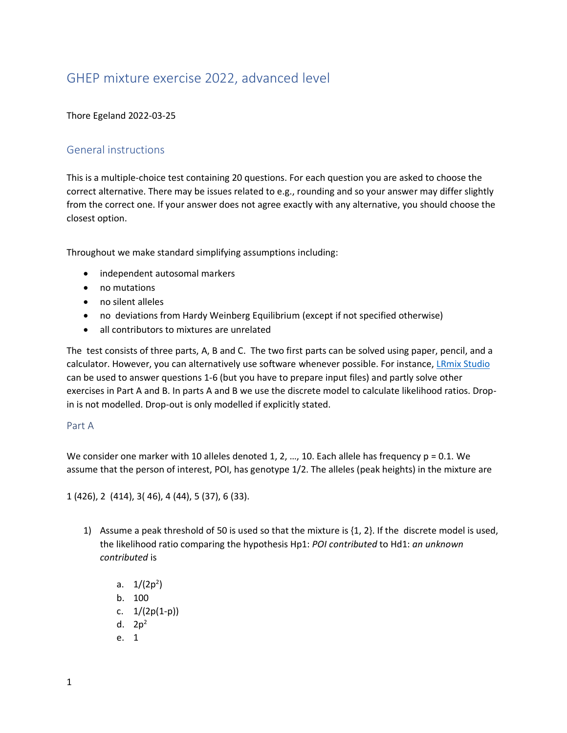# GHEP mixture exercise 2022, advanced level

Thore Egeland 2022-03-25

## General instructions

This is a multiple-choice test containing 20 questions. For each question you are asked to choose the correct alternative. There may be issues related to e.g., rounding and so your answer may differ slightly from the correct one. If your answer does not agree exactly with any alternative, you should choose the closest option.

Throughout we make standard simplifying assumptions including:

- independent autosomal markers
- no mutations
- no silent alleles
- no deviations from Hardy Weinberg Equilibrium (except if not specified otherwise)
- all contributors to mixtures are unrelated

The test consists of three parts, A, B and C. The two first parts can be solved using paper, pencil, and a calculator. However, you can alternatively use software whenever possible. For instance, LRmix Studio can be used to answer questions 1-6 (but you have to prepare input files) and partly solve other exercises in Part A and B. In parts A and B we use the discrete model to calculate likelihood ratios. Drop-in is not modelled. Drop-out is only modelled if explicitly stated.

### Part A

We consider one marker with 10 alleles denoted 1, 2, …, 10. Each allele has frequency p = 0.1. We assume that the person of interest, POI, has genotype 1/2. The alleles (peak heights) in the mixture are

1 (426), 2 (414), 3( 46), 4 (44), 5 (37), 6 (33).

1) Assume a peak threshold of 50 is used so that the mixture is {1, 2}. If the discrete model is used, the likelihood ratio comparing the hypothesis Hp1: *POI contributed* to Hd1: *an unknown contributed* is

   a. $1/(2p^2)$
   b. 100
   c. $1/(2p(1-p))$
   d. $2p^2$
   e. 1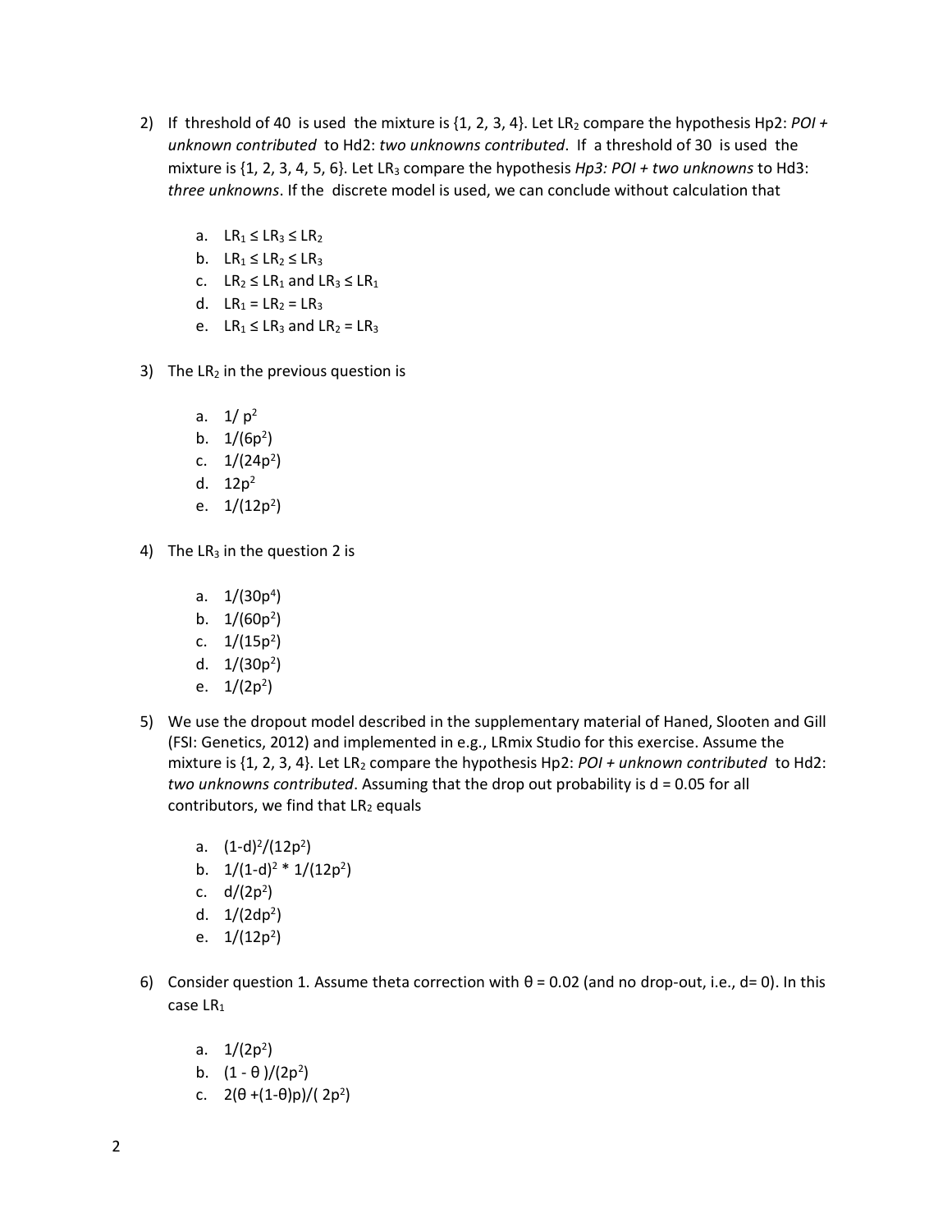2) If threshold of 40 is used the mixture is {1, 2, 3, 4}. Let $LR_2$ compare the hypothesis Hp2: *POI + unknown contributed* to Hd2: *two unknowns contributed*. If a threshold of 30 is used the mixture is {1, 2, 3, 4, 5, 6}. Let $LR_3$ compare the hypothesis *Hp3: POI + two unknowns* to Hd3: *three unknowns*. If the discrete model is used, we can conclude without calculation that

   a. $LR_1 \leq LR_3 \leq LR_2$
   b. $LR_1 \leq LR_2 \leq LR_3$
   c. $LR_2 \leq LR_1$ and $LR_3 \leq LR_1$
   d. $LR_1 = LR_2 = LR_3$
   e. $LR_1 \leq LR_3$ and $LR_2 = LR_3$

3) The $LR_2$ in the previous question is

   a. $1/p^2$
   b. $1/(6p^2)$
   c. $1/(24p^2)$
   d. $12p^2$
   e. $1/(12p^2)$

4) The $LR_3$ in the question 2 is

   a. $1/(30p^4)$
   b. $1/(60p^2)$
   c. $1/(15p^2)$
   d. $1/(30p^2)$
   e. $1/(2p^2)$

5) We use the dropout model described in the supplementary material of Haned, Slooten and Gill (FSI: Genetics, 2012) and implemented in e.g., LRmix Studio for this exercise. Assume the mixture is {1, 2, 3, 4}. Let $LR_2$ compare the hypothesis Hp2: *POI + unknown contributed* to Hd2: *two unknowns contributed*. Assuming that the drop out probability is d = 0.05 for all contributors, we find that $LR_2$ equals

   a. $(1-d)^2/(12p^2)$
   b. $1/(1-d)^2 * 1/(12p^2)$
   c. $d/(2p^2)$
   d. $1/(2dp^2)$
   e. $1/(12p^2)$

6) Consider question 1. Assume theta correction with $\theta = 0.02$ (and no drop-out, i.e., d= 0). In this case $LR_1$

   a. $1/(2p^2)$
   b. $(1 - \theta)/(2p^2)$
   c. $2(\theta + (1-\theta)p)/(2p^2)$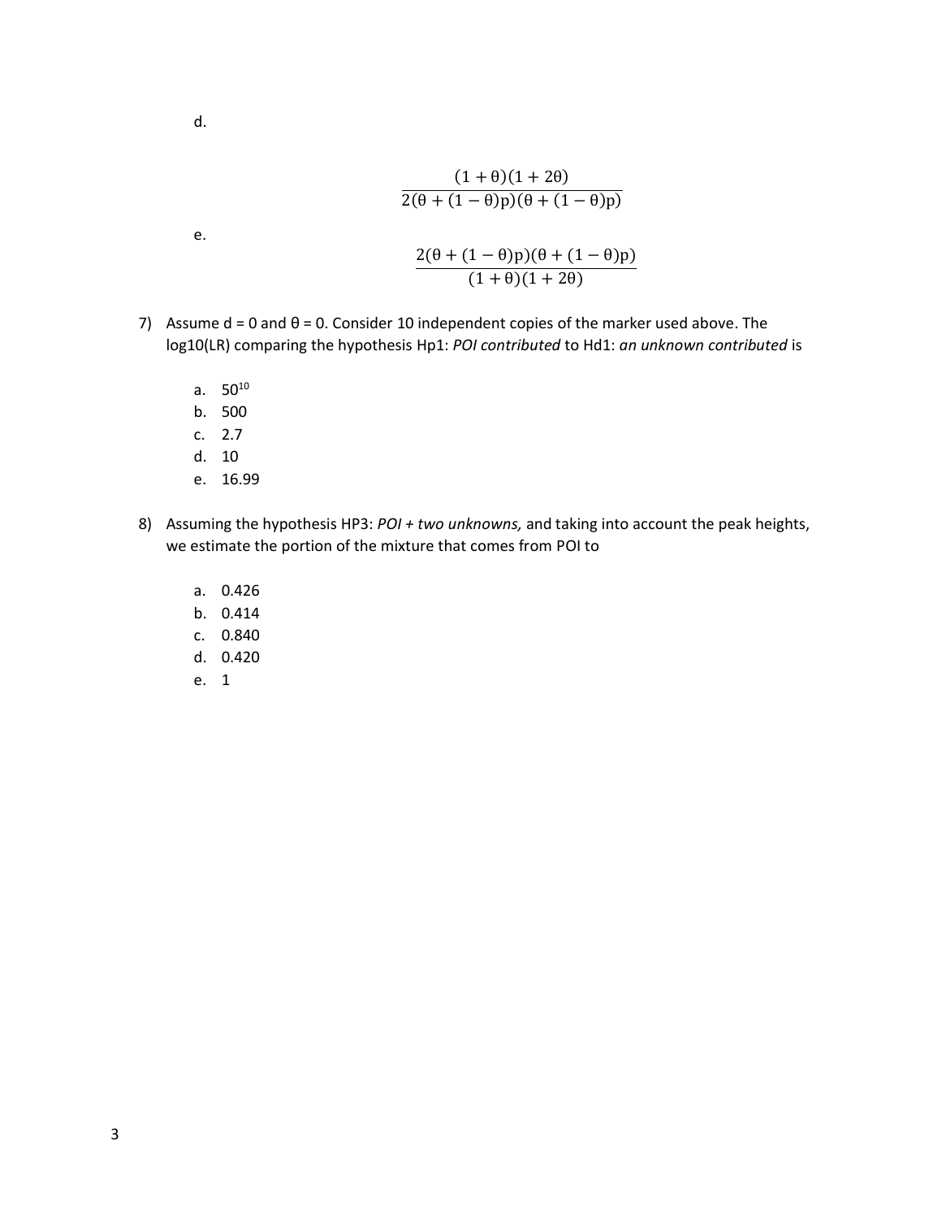d.

$$\frac{(1+\theta)(1+2\theta)}{2(\theta+(1-\theta)p)(\theta+(1-\theta)p)}$$

e.

$$\frac{2(\theta+(1-\theta)p)(\theta+(1-\theta)p)}{(1+\theta)(1+2\theta)}$$

7) Assume d = 0 and $\theta = 0$. Consider 10 independent copies of the marker used above. The log10(LR) comparing the hypothesis Hp1: *POI contributed* to Hd1: *an unknown contributed* is

   a. $50^{10}$
   b. 500
   c. 2.7
   d. 10
   e. 16.99

8) Assuming the hypothesis HP3: *POI + two unknowns,* and taking into account the peak heights, we estimate the portion of the mixture that comes from POI to

   a. 0.426
   b. 0.414
   c. 0.840
   d. 0.420
   e. 1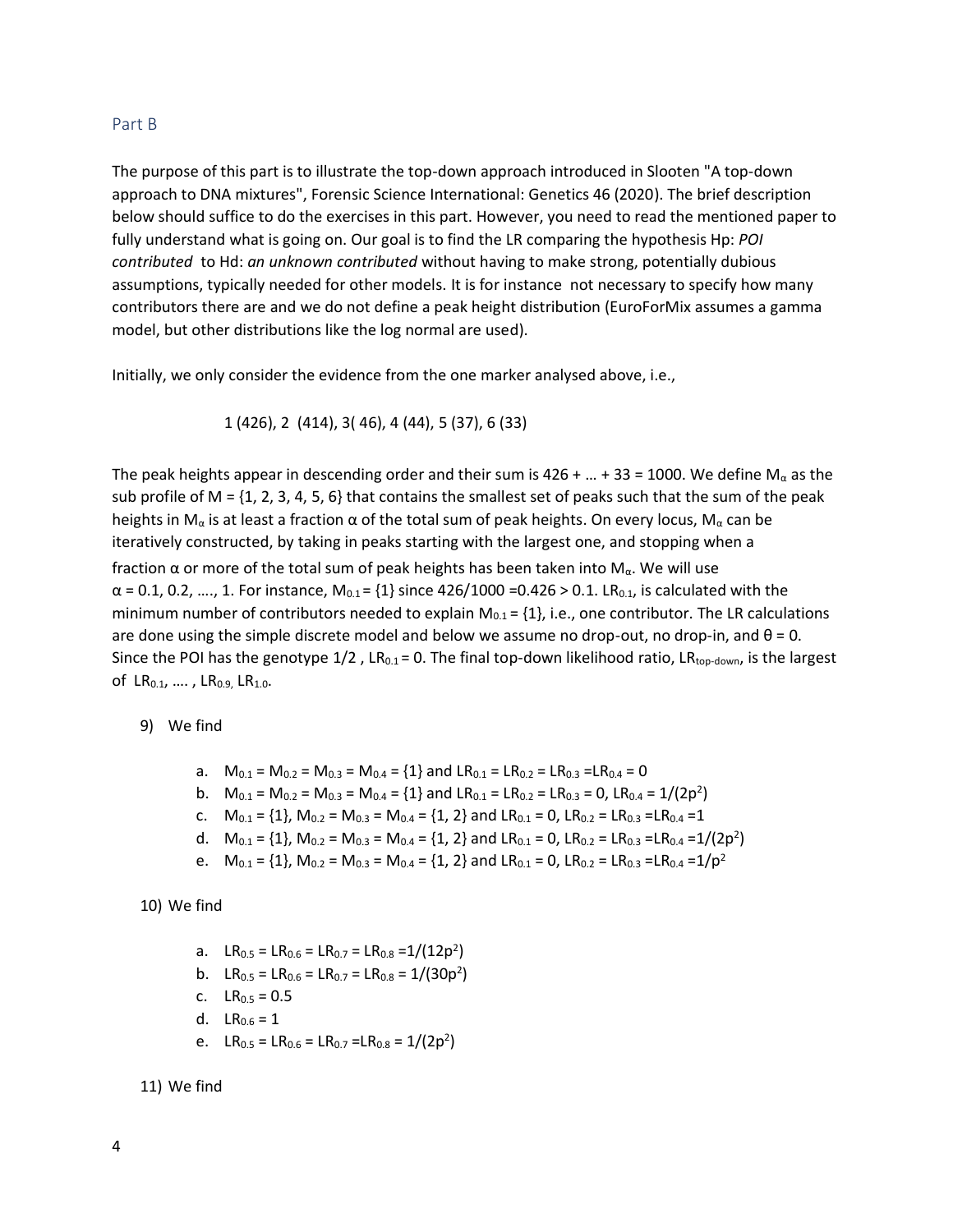## Part B

The purpose of this part is to illustrate the top-down approach introduced in Slooten "A top-down approach to DNA mixtures", Forensic Science International: Genetics 46 (2020). The brief description below should suffice to do the exercises in this part. However, you need to read the mentioned paper to fully understand what is going on. Our goal is to find the LR comparing the hypothesis Hp: *POI contributed* to Hd: *an unknown contributed* without having to make strong, potentially dubious assumptions, typically needed for other models. It is for instance not necessary to specify how many contributors there are and we do not define a peak height distribution (EuroForMix assumes a gamma model, but other distributions like the log normal are used).

Initially, we only consider the evidence from the one marker analysed above, i.e.,

1 (426), 2 (414), 3( 46), 4 (44), 5 (37), 6 (33)

The peak heights appear in descending order and their sum is 426 + … + 33 = 1000. We define $M_\alpha$ as the sub profile of M = {1, 2, 3, 4, 5, 6} that contains the smallest set of peaks such that the sum of the peak heights in $M_\alpha$ is at least a fraction $\alpha$ of the total sum of peak heights. On every locus, $M_\alpha$ can be iteratively constructed, by taking in peaks starting with the largest one, and stopping when a fraction $\alpha$ or more of the total sum of peak heights has been taken into $M_\alpha$. We will use $\alpha$ = 0.1, 0.2, …., 1. For instance, $M_{0.1}$ = {1} since 426/1000 =0.426 > 0.1. $LR_{0.1}$, is calculated with the minimum number of contributors needed to explain $M_{0.1}$ = {1}, i.e., one contributor. The LR calculations are done using the simple discrete model and below we assume no drop-out, no drop-in, and $\theta = 0$. Since the POI has the genotype 1/2 , $LR_{0.1} = 0$. The final top-down likelihood ratio, $LR_{top\text{-}down}$, is the largest of $LR_{0.1}, \dots, LR_{0.9}, LR_{1.0}$.

9) We find

   a. $M_{0.1} = M_{0.2} = M_{0.3} = M_{0.4}$ = {1} and $LR_{0.1} = LR_{0.2} = LR_{0.3} = LR_{0.4} = 0$
   b. $M_{0.1} = M_{0.2} = M_{0.3} = M_{0.4}$ = {1} and $LR_{0.1} = LR_{0.2} = LR_{0.3} = 0$, $LR_{0.4} = 1/(2p^2)$
   c. $M_{0.1}$ = {1}, $M_{0.2} = M_{0.3} = M_{0.4}$ = {1, 2} and $LR_{0.1} = 0$, $LR_{0.2} = LR_{0.3} = LR_{0.4} = 1$
   d. $M_{0.1}$ = {1}, $M_{0.2} = M_{0.3} = M_{0.4}$ = {1, 2} and $LR_{0.1} = 0$, $LR_{0.2} = LR_{0.3} = LR_{0.4} = 1/(2p^2)$
   e. $M_{0.1}$ = {1}, $M_{0.2} = M_{0.3} = M_{0.4}$ = {1, 2} and $LR_{0.1} = 0$, $LR_{0.2} = LR_{0.3} = LR_{0.4} = 1/p^2$

10) We find

   a. $LR_{0.5} = LR_{0.6} = LR_{0.7} = LR_{0.8} = 1/(12p^2)$
   b. $LR_{0.5} = LR_{0.6} = LR_{0.7} = LR_{0.8} = 1/(30p^2)$
   c. $LR_{0.5} = 0.5$
   d. $LR_{0.6} = 1$
   e. $LR_{0.5} = LR_{0.6} = LR_{0.7} = LR_{0.8} = 1/(2p^2)$

11) We find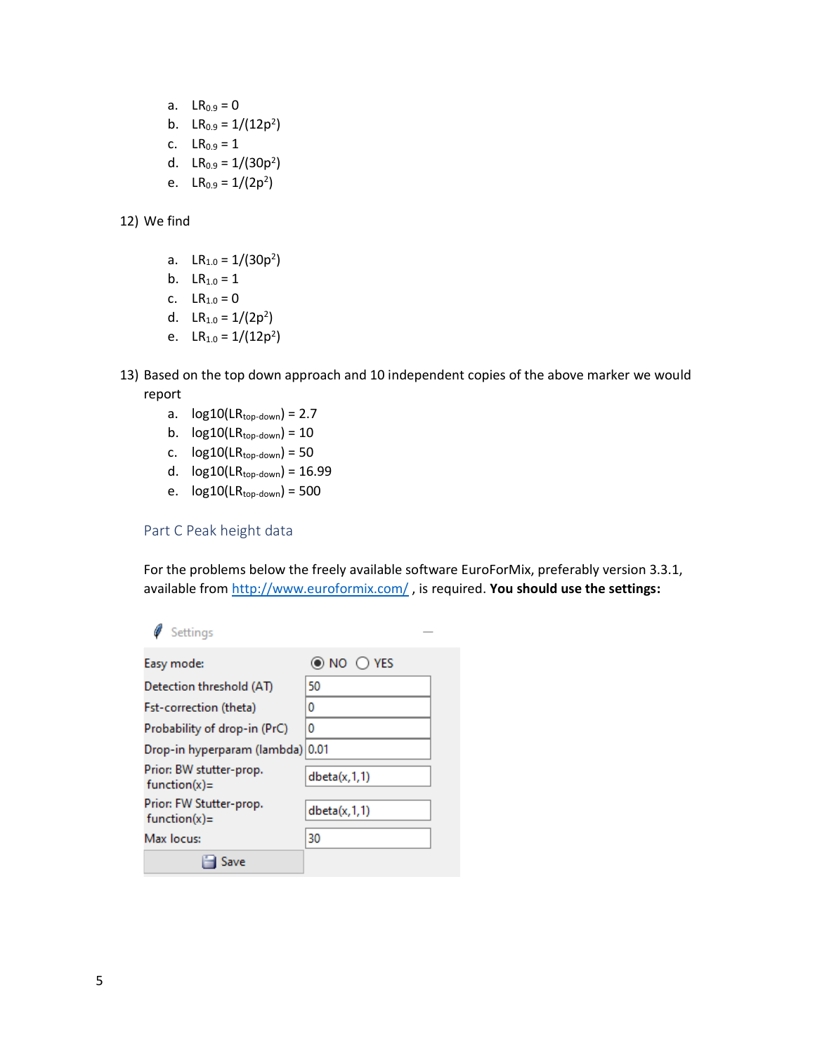a. $LR_{0.9} = 0$
b. $LR_{0.9} = 1/(12p^2)$
c. $LR_{0.9} = 1$
d. $LR_{0.9} = 1/(30p^2)$
e. $LR_{0.9} = 1/(2p^2)$

12) We find

a. $LR_{1.0} = 1/(30p^2)$
b. $LR_{1.0} = 1$
c. $LR_{1.0} = 0$
d. $LR_{1.0} = 1/(2p^2)$
e. $LR_{1.0} = 1/(12p^2)$

13) Based on the top down approach and 10 independent copies of the above marker we would report

a. $\log10(LR_{top\text{-}down}) = 2.7$
b. $\log10(LR_{top\text{-}down}) = 10$
c. $\log10(LR_{top\text{-}down}) = 50$
d. $\log10(LR_{top\text{-}down}) = 16.99$
e. $\log10(LR_{top\text{-}down}) = 500$

## Part C Peak height data

For the problems below the freely available software EuroForMix, preferably version 3.3.1, available from http://www.euroformix.com/ , is required. **You should use the settings:**

| Settings | |
|---|---|
| Easy mode: | ◉ NO ○ YES |
| Detection threshold (AT) | 50 |
| Fst-correction (theta) | 0 |
| Probability of drop-in (PrC) | 0 |
| Drop-in hyperparam (lambda) | 0.01 |
| Prior: BW stutter-prop. function(x)= | dbeta(x,1,1) |
| Prior: FW Stutter-prop. function(x)= | dbeta(x,1,1) |
| Max locus: | 30 |
| Save | |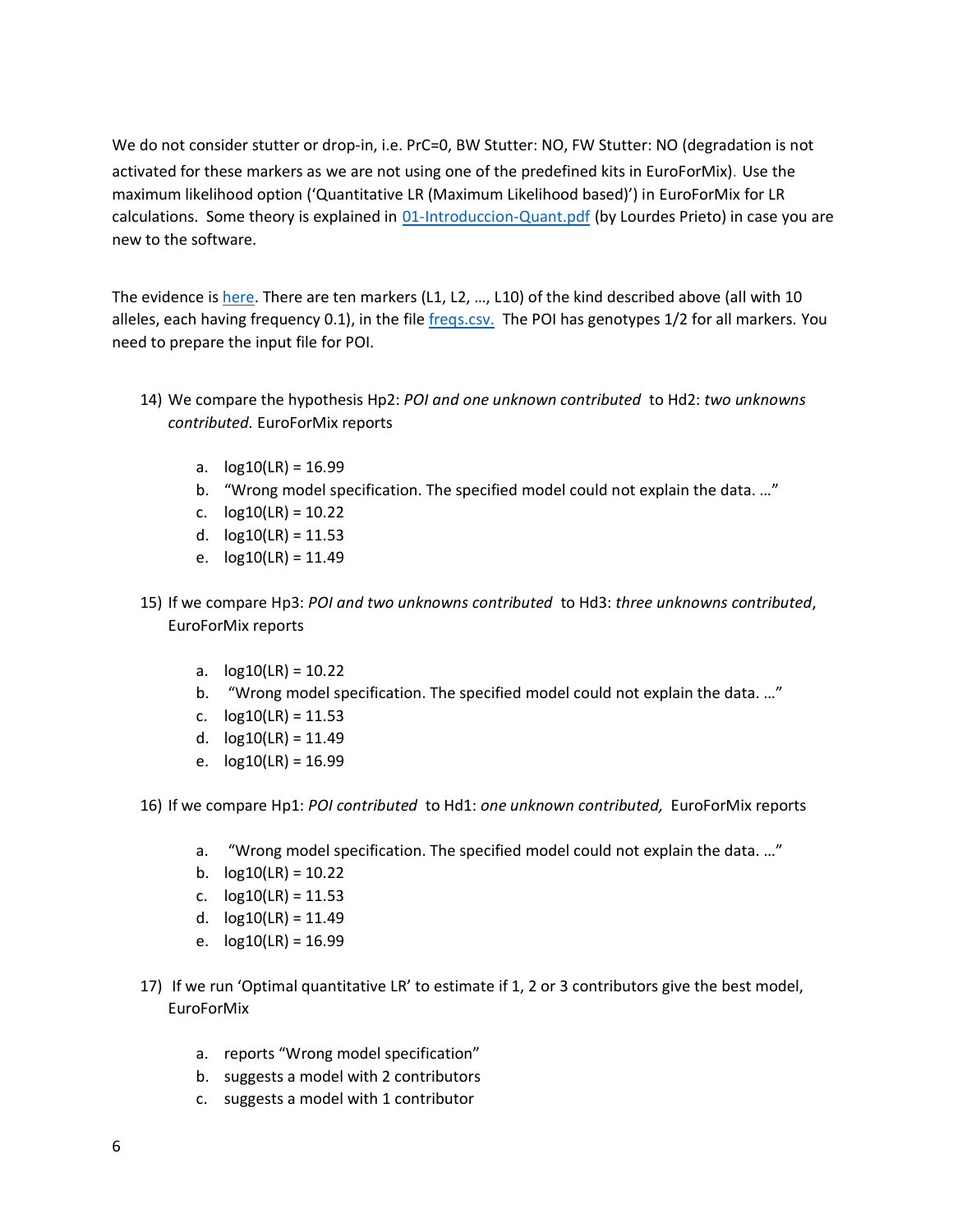We do not consider stutter or drop-in, i.e. PrC=0, BW Stutter: NO, FW Stutter: NO (degradation is not activated for these markers as we are not using one of the predefined kits in EuroForMix). Use the maximum likelihood option ('Quantitative LR (Maximum Likelihood based)') in EuroForMix for LR calculations. Some theory is explained in [01-Introduccion-Quant.pdf]() (by Lourdes Prieto) in case you are new to the software.

The evidence is [here](). There are ten markers (L1, L2, …, L10) of the kind described above (all with 10 alleles, each having frequency 0.1), in the file [freqs.csv.]() The POI has genotypes 1/2 for all markers. You need to prepare the input file for POI.

14) We compare the hypothesis Hp2: *POI and one unknown contributed* to Hd2: *two unknowns contributed.* EuroForMix reports

    a. log10(LR) = 16.99
    b. "Wrong model specification. The specified model could not explain the data. …"
    c. log10(LR) = 10.22
    d. log10(LR) = 11.53
    e. log10(LR) = 11.49

15) If we compare Hp3: *POI and two unknowns contributed* to Hd3: *three unknowns contributed*, EuroForMix reports

    a. log10(LR) = 10.22
    b. "Wrong model specification. The specified model could not explain the data. …"
    c. log10(LR) = 11.53
    d. log10(LR) = 11.49
    e. log10(LR) = 16.99

16) If we compare Hp1: *POI contributed* to Hd1: *one unknown contributed,* EuroForMix reports

    a. "Wrong model specification. The specified model could not explain the data. …"
    b. log10(LR) = 10.22
    c. log10(LR) = 11.53
    d. log10(LR) = 11.49
    e. log10(LR) = 16.99

17) If we run 'Optimal quantitative LR' to estimate if 1, 2 or 3 contributors give the best model, EuroForMix

    a. reports "Wrong model specification"
    b. suggests a model with 2 contributors
    c. suggests a model with 1 contributor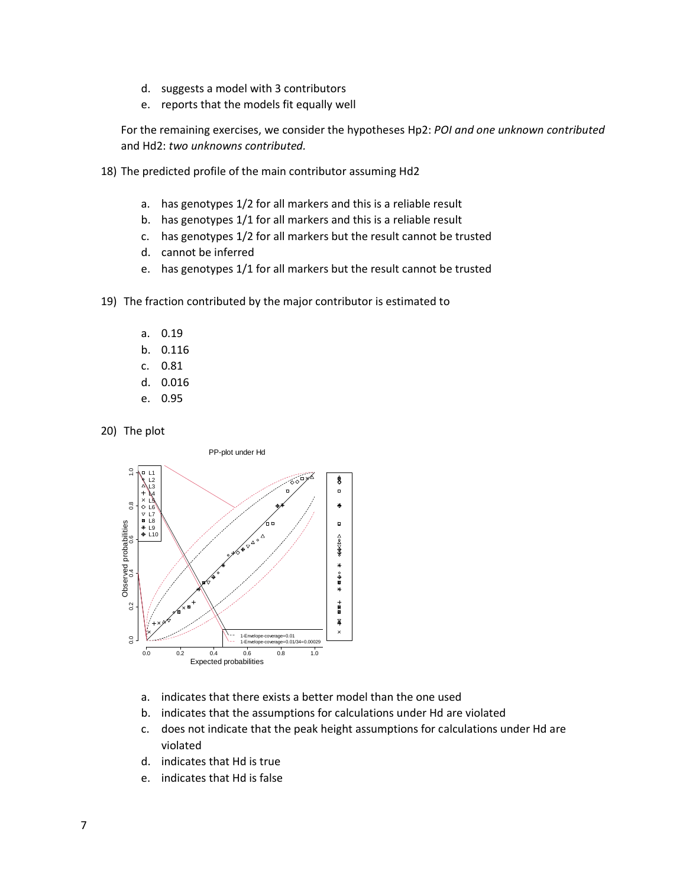d. suggests a model with 3 contributors
e. reports that the models fit equally well

For the remaining exercises, we consider the hypotheses Hp2: *POI and one unknown contributed* and Hd2: *two unknowns contributed*.

18) The predicted profile of the main contributor assuming Hd2

a. has genotypes 1/2 for all markers and this is a reliable result
b. has genotypes 1/1 for all markers and this is a reliable result
c. has genotypes 1/2 for all markers but the result cannot be trusted
d. cannot be inferred
e. has genotypes 1/1 for all markers but the result cannot be trusted

19) The fraction contributed by the major contributor is estimated to

a. 0.19
b. 0.116
c. 0.81
d. 0.016
e. 0.95

20) The plot

PP-plot under Hd

Observed probabilities

Expected probabilities

0.0
0.2
0.4
0.6
0.8
1.0

L1
L2
L3
L4
L5
L6
L7
L8
L9
L10

1-Envelope-coverage=0.01
1-Envelope-coverage=0.01/34=0.00029

a. indicates that there exists a better model than the one used
b. indicates that the assumptions for calculations under Hd are violated
c. does not indicate that the peak height assumptions for calculations under Hd are violated
d. indicates that Hd is true
e. indicates that Hd is false